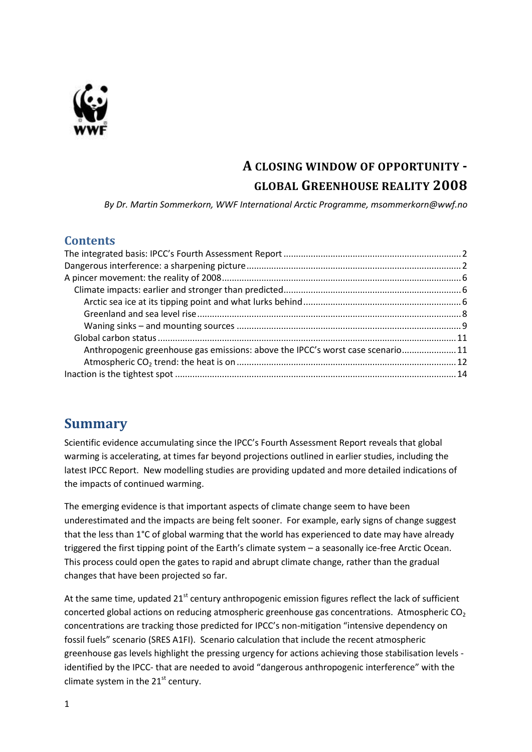# A CLOSING WINDOW OF OPPORTUNITY - GLOBAL GREENHOUSE REALITY 2008

*By Dr. Martin Sommerkorn, WWF International Arctic Programme, msommerkorn@wwf.no*

## Contents

- The integrated basis: IPCC's Fourth Assessment Report ..... 2
- Dangerous interference: a sharpening picture ..... 2
- A pincer movement: the reality of 2008 ..... 6
  - Climate impacts: earlier and stronger than predicted ..... 6
    - Arctic sea ice at its tipping point and what lurks behind ..... 6
    - Greenland and sea level rise ..... 8
    - Waning sinks – and mounting sources ..... 9
  - Global carbon status ..... 11
    - Anthropogenic greenhouse gas emissions: above the IPCC's worst case scenario ..... 11
    - Atmospheric $CO_2$ trend: the heat is on ..... 12
- Inaction is the tightest spot ..... 14

## Summary

Scientific evidence accumulating since the IPCC's Fourth Assessment Report reveals that global warming is accelerating, at times far beyond projections outlined in earlier studies, including the latest IPCC Report. New modelling studies are providing updated and more detailed indications of the impacts of continued warming.

The emerging evidence is that important aspects of climate change seem to have been underestimated and the impacts are being felt sooner. For example, early signs of change suggest that the less than 1°C of global warming that the world has experienced to date may have already triggered the first tipping point of the Earth's climate system – a seasonally ice-free Arctic Ocean. This process could open the gates to rapid and abrupt climate change, rather than the gradual changes that have been projected so far.

At the same time, updated 21st century anthropogenic emission figures reflect the lack of sufficient concerted global actions on reducing atmospheric greenhouse gas concentrations. Atmospheric $CO_2$ concentrations are tracking those predicted for IPCC's non-mitigation "intensive dependency on fossil fuels" scenario (SRES A1FI). Scenario calculation that include the recent atmospheric greenhouse gas levels highlight the pressing urgency for actions achieving those stabilisation levels - identified by the IPCC- that are needed to avoid "dangerous anthropogenic interference" with the climate system in the 21st century.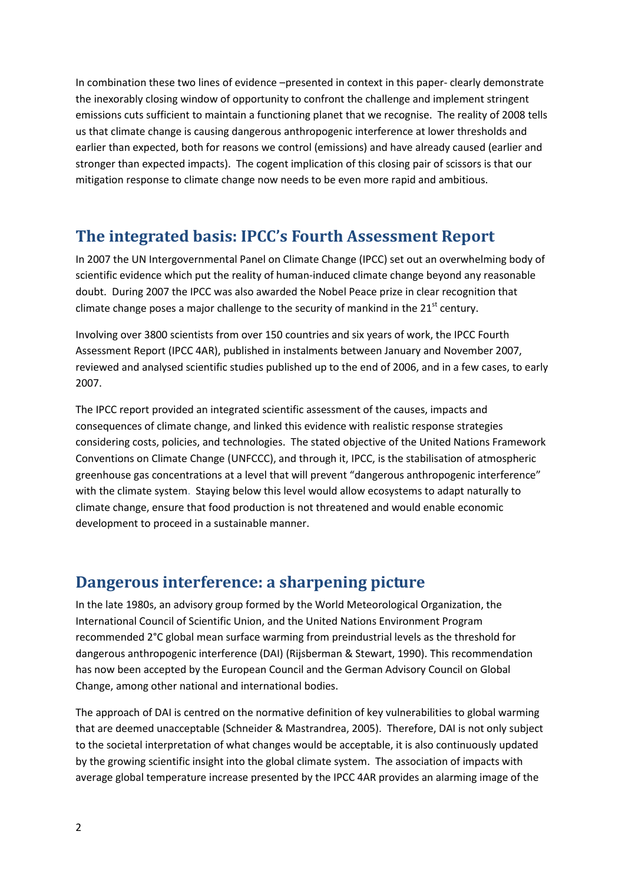In combination these two lines of evidence –presented in context in this paper- clearly demonstrate the inexorably closing window of opportunity to confront the challenge and implement stringent emissions cuts sufficient to maintain a functioning planet that we recognise. The reality of 2008 tells us that climate change is causing dangerous anthropogenic interference at lower thresholds and earlier than expected, both for reasons we control (emissions) and have already caused (earlier and stronger than expected impacts). The cogent implication of this closing pair of scissors is that our mitigation response to climate change now needs to be even more rapid and ambitious.

## The integrated basis: IPCC's Fourth Assessment Report

In 2007 the UN Intergovernmental Panel on Climate Change (IPCC) set out an overwhelming body of scientific evidence which put the reality of human-induced climate change beyond any reasonable doubt. During 2007 the IPCC was also awarded the Nobel Peace prize in clear recognition that climate change poses a major challenge to the security of mankind in the 21st century.

Involving over 3800 scientists from over 150 countries and six years of work, the IPCC Fourth Assessment Report (IPCC 4AR), published in instalments between January and November 2007, reviewed and analysed scientific studies published up to the end of 2006, and in a few cases, to early 2007.

The IPCC report provided an integrated scientific assessment of the causes, impacts and consequences of climate change, and linked this evidence with realistic response strategies considering costs, policies, and technologies. The stated objective of the United Nations Framework Conventions on Climate Change (UNFCCC), and through it, IPCC, is the stabilisation of atmospheric greenhouse gas concentrations at a level that will prevent "dangerous anthropogenic interference" with the climate system. Staying below this level would allow ecosystems to adapt naturally to climate change, ensure that food production is not threatened and would enable economic development to proceed in a sustainable manner.

## Dangerous interference: a sharpening picture

In the late 1980s, an advisory group formed by the World Meteorological Organization, the International Council of Scientific Union, and the United Nations Environment Program recommended 2°C global mean surface warming from preindustrial levels as the threshold for dangerous anthropogenic interference (DAI) (Rijsberman & Stewart, 1990). This recommendation has now been accepted by the European Council and the German Advisory Council on Global Change, among other national and international bodies.

The approach of DAI is centred on the normative definition of key vulnerabilities to global warming that are deemed unacceptable (Schneider & Mastrandrea, 2005). Therefore, DAI is not only subject to the societal interpretation of what changes would be acceptable, it is also continuously updated by the growing scientific insight into the global climate system. The association of impacts with average global temperature increase presented by the IPCC 4AR provides an alarming image of the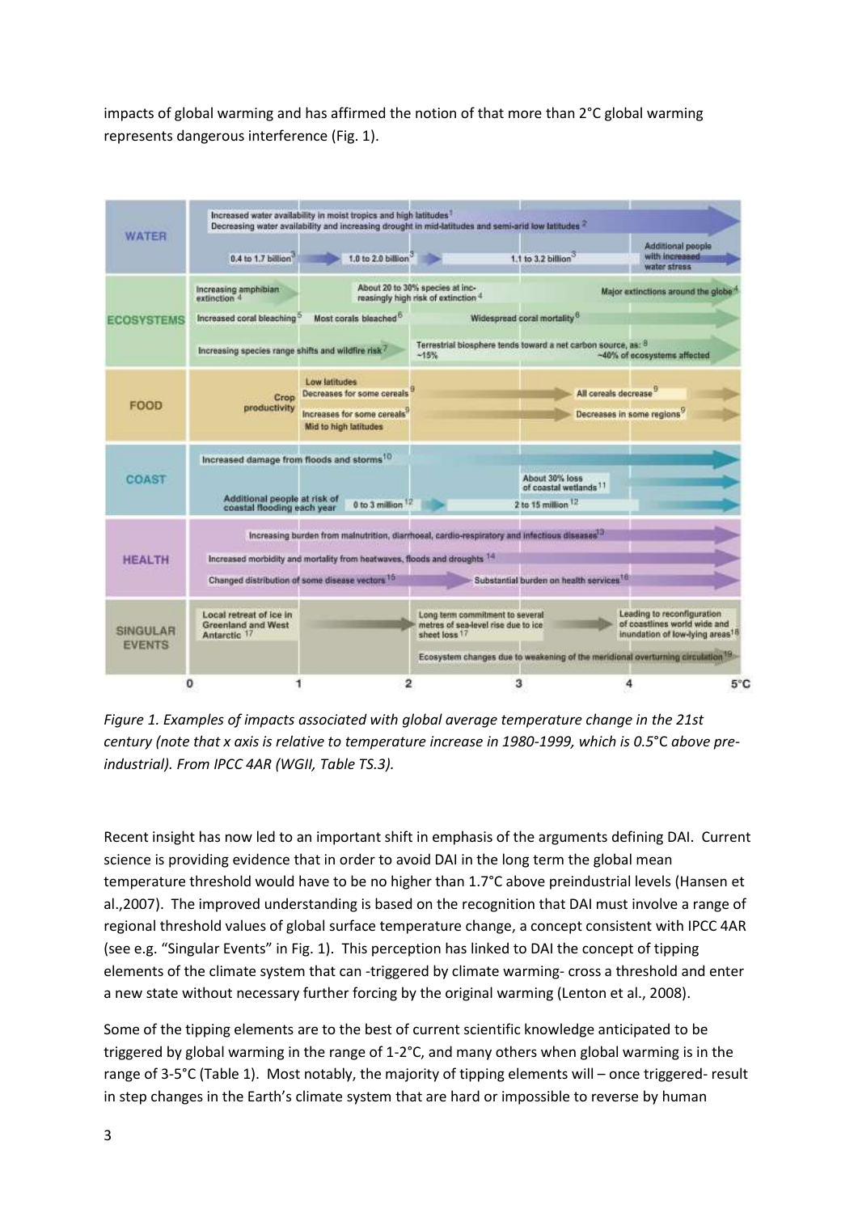impacts of global warming and has affirmed the notion of that more than 2°C global warming represents dangerous interference (Fig. 1).

*Figure 1. Examples of impacts associated with global average temperature change in the 21st century (note that x axis is relative to temperature increase in 1980-1999, which is 0.5°C above pre-industrial). From IPCC 4AR (WGII, Table TS.3).*

Recent insight has now led to an important shift in emphasis of the arguments defining DAI. Current science is providing evidence that in order to avoid DAI in the long term the global mean temperature threshold would have to be no higher than 1.7°C above preindustrial levels (Hansen et al.,2007). The improved understanding is based on the recognition that DAI must involve a range of regional threshold values of global surface temperature change, a concept consistent with IPCC 4AR (see e.g. "Singular Events" in Fig. 1). This perception has linked to DAI the concept of tipping elements of the climate system that can -triggered by climate warming- cross a threshold and enter a new state without necessary further forcing by the original warming (Lenton et al., 2008).

Some of the tipping elements are to the best of current scientific knowledge anticipated to be triggered by global warming in the range of 1-2°C, and many others when global warming is in the range of 3-5°C (Table 1). Most notably, the majority of tipping elements will – once triggered- result in step changes in the Earth's climate system that are hard or impossible to reverse by human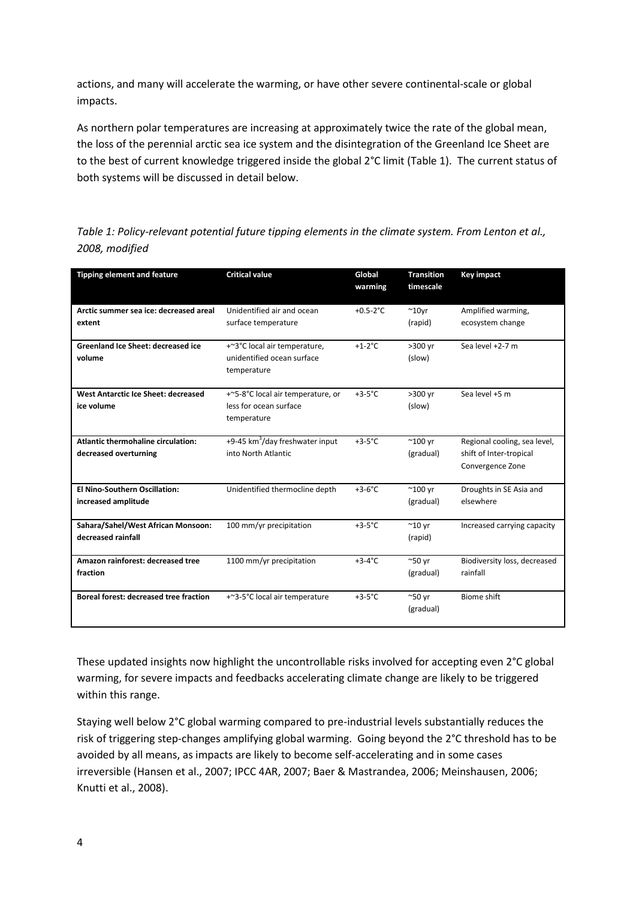actions, and many will accelerate the warming, or have other severe continental-scale or global impacts.

As northern polar temperatures are increasing at approximately twice the rate of the global mean, the loss of the perennial arctic sea ice system and the disintegration of the Greenland Ice Sheet are to the best of current knowledge triggered inside the global 2°C limit (Table 1). The current status of both systems will be discussed in detail below.

*Table 1: Policy-relevant potential future tipping elements in the climate system. From Lenton et al., 2008, modified*

| Tipping element and feature | Critical value | Global warming | Transition timescale | Key impact |
|---|---|---|---|---|
| **Arctic summer sea ice: decreased areal extent** | Unidentified air and ocean surface temperature | +0.5-2°C | ~10yr (rapid) | Amplified warming, ecosystem change |
| **Greenland Ice Sheet: decreased ice volume** | +~3°C local air temperature, unidentified ocean surface temperature | +1-2°C | >300 yr (slow) | Sea level +2-7 m |
| **West Antarctic Ice Sheet: decreased ice volume** | +~5-8°C local air temperature, or less for ocean surface temperature | +3-5°C | >300 yr (slow) | Sea level +5 m |
| **Atlantic thermohaline circulation: decreased overturning** | +9-45 $km^3$/day freshwater input into North Atlantic | +3-5°C | ~100 yr (gradual) | Regional cooling, sea level, shift of Inter-tropical Convergence Zone |
| **El Nino-Southern Oscillation: increased amplitude** | Unidentified thermocline depth | +3-6°C | ~100 yr (gradual) | Droughts in SE Asia and elsewhere |
| **Sahara/Sahel/West African Monsoon: decreased rainfall** | 100 mm/yr precipitation | +3-5°C | ~10 yr (rapid) | Increased carrying capacity |
| **Amazon rainforest: decreased tree fraction** | 1100 mm/yr precipitation | +3-4°C | ~50 yr (gradual) | Biodiversity loss, decreased rainfall |
| **Boreal forest: decreased tree fraction** | +~3-5°C local air temperature | +3-5°C | ~50 yr (gradual) | Biome shift |

These updated insights now highlight the uncontrollable risks involved for accepting even 2°C global warming, for severe impacts and feedbacks accelerating climate change are likely to be triggered within this range.

Staying well below 2°C global warming compared to pre-industrial levels substantially reduces the risk of triggering step-changes amplifying global warming. Going beyond the 2°C threshold has to be avoided by all means, as impacts are likely to become self-accelerating and in some cases irreversible (Hansen et al., 2007; IPCC 4AR, 2007; Baer & Mastrandea, 2006; Meinshausen, 2006; Knutti et al., 2008).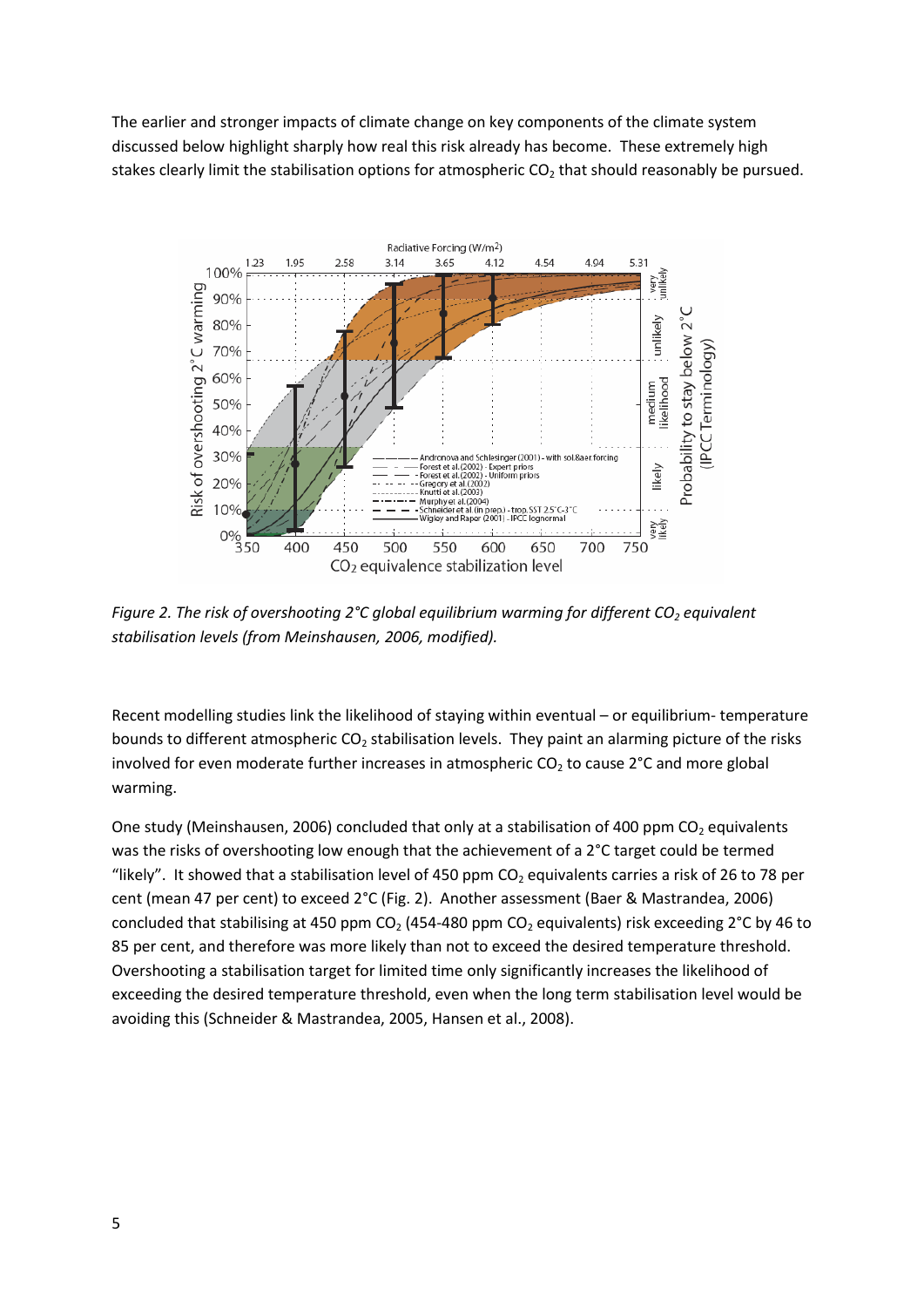The earlier and stronger impacts of climate change on key components of the climate system discussed below highlight sharply how real this risk already has become. These extremely high stakes clearly limit the stabilisation options for atmospheric $CO_2$ that should reasonably be pursued.

*Figure 2. The risk of overshooting 2°C global equilibrium warming for different $CO_2$ equivalent stabilisation levels (from Meinshausen, 2006, modified).*

Recent modelling studies link the likelihood of staying within eventual – or equilibrium- temperature bounds to different atmospheric $CO_2$ stabilisation levels. They paint an alarming picture of the risks involved for even moderate further increases in atmospheric $CO_2$ to cause 2°C and more global warming.

One study (Meinshausen, 2006) concluded that only at a stabilisation of 400 ppm $CO_2$ equivalents was the risks of overshooting low enough that the achievement of a 2°C target could be termed "likely". It showed that a stabilisation level of 450 ppm $CO_2$ equivalents carries a risk of 26 to 78 per cent (mean 47 per cent) to exceed 2°C (Fig. 2). Another assessment (Baer & Mastrandea, 2006) concluded that stabilising at 450 ppm $CO_2$ (454-480 ppm $CO_2$ equivalents) risk exceeding 2°C by 46 to 85 per cent, and therefore was more likely than not to exceed the desired temperature threshold. Overshooting a stabilisation target for limited time only significantly increases the likelihood of exceeding the desired temperature threshold, even when the long term stabilisation level would be avoiding this (Schneider & Mastrandea, 2005, Hansen et al., 2008).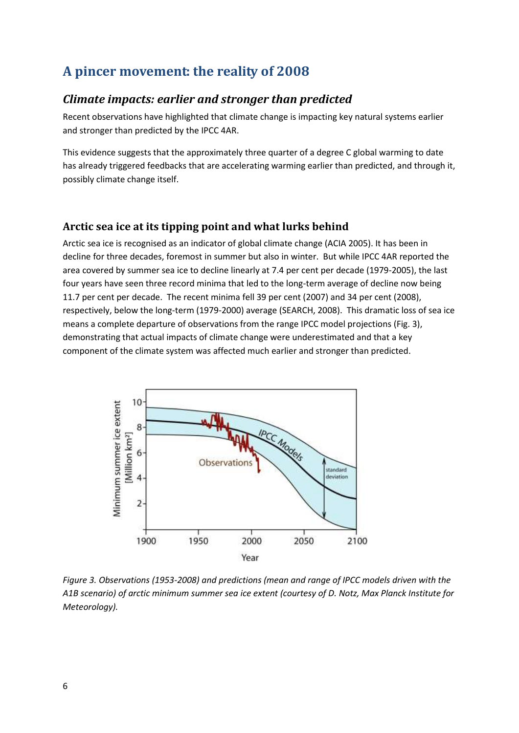## A pincer movement: the reality of 2008

### *Climate impacts: earlier and stronger than predicted*

Recent observations have highlighted that climate change is impacting key natural systems earlier and stronger than predicted by the IPCC 4AR.

This evidence suggests that the approximately three quarter of a degree C global warming to date has already triggered feedbacks that are accelerating warming earlier than predicted, and through it, possibly climate change itself.

### Arctic sea ice at its tipping point and what lurks behind

Arctic sea ice is recognised as an indicator of global climate change (ACIA 2005). It has been in decline for three decades, foremost in summer but also in winter. But while IPCC 4AR reported the area covered by summer sea ice to decline linearly at 7.4 per cent per decade (1979-2005), the last four years have seen three record minima that led to the long-term average of decline now being 11.7 per cent per decade. The recent minima fell 39 per cent (2007) and 34 per cent (2008), respectively, below the long-term (1979-2000) average (SEARCH, 2008). This dramatic loss of sea ice means a complete departure of observations from the range IPCC model projections (Fig. 3), demonstrating that actual impacts of climate change were underestimated and that a key component of the climate system was affected much earlier and stronger than predicted.

*Figure 3. Observations (1953-2008) and predictions (mean and range of IPCC models driven with the A1B scenario) of arctic minimum summer sea ice extent (courtesy of D. Notz, Max Planck Institute for Meteorology).*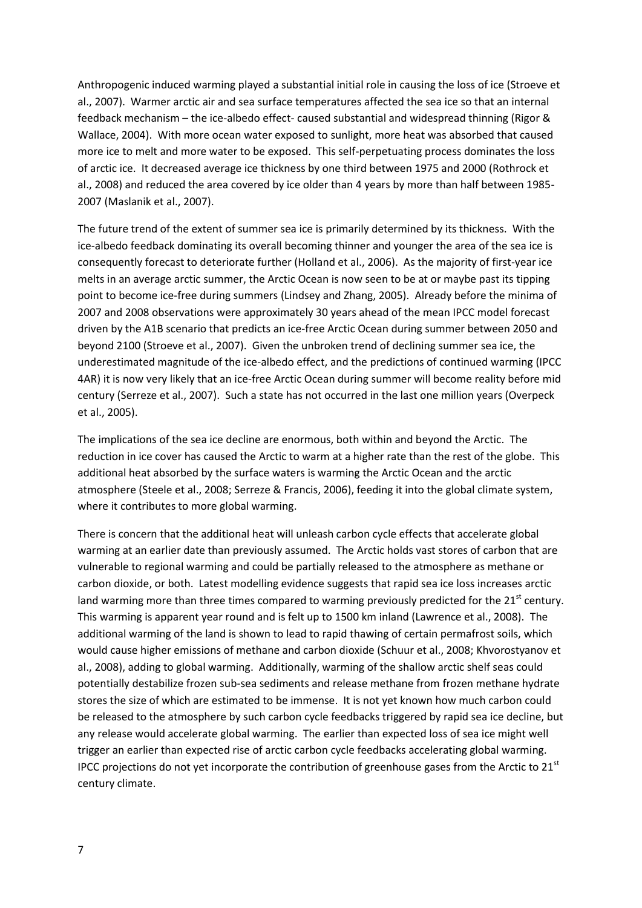Anthropogenic induced warming played a substantial initial role in causing the loss of ice (Stroeve et al., 2007). Warmer arctic air and sea surface temperatures affected the sea ice so that an internal feedback mechanism – the ice-albedo effect- caused substantial and widespread thinning (Rigor & Wallace, 2004). With more ocean water exposed to sunlight, more heat was absorbed that caused more ice to melt and more water to be exposed. This self-perpetuating process dominates the loss of arctic ice. It decreased average ice thickness by one third between 1975 and 2000 (Rothrock et al., 2008) and reduced the area covered by ice older than 4 years by more than half between 1985-2007 (Maslanik et al., 2007).

The future trend of the extent of summer sea ice is primarily determined by its thickness. With the ice-albedo feedback dominating its overall becoming thinner and younger the area of the sea ice is consequently forecast to deteriorate further (Holland et al., 2006). As the majority of first-year ice melts in an average arctic summer, the Arctic Ocean is now seen to be at or maybe past its tipping point to become ice-free during summers (Lindsey and Zhang, 2005). Already before the minima of 2007 and 2008 observations were approximately 30 years ahead of the mean IPCC model forecast driven by the A1B scenario that predicts an ice-free Arctic Ocean during summer between 2050 and beyond 2100 (Stroeve et al., 2007). Given the unbroken trend of declining summer sea ice, the underestimated magnitude of the ice-albedo effect, and the predictions of continued warming (IPCC 4AR) it is now very likely that an ice-free Arctic Ocean during summer will become reality before mid century (Serreze et al., 2007). Such a state has not occurred in the last one million years (Overpeck et al., 2005).

The implications of the sea ice decline are enormous, both within and beyond the Arctic. The reduction in ice cover has caused the Arctic to warm at a higher rate than the rest of the globe. This additional heat absorbed by the surface waters is warming the Arctic Ocean and the arctic atmosphere (Steele et al., 2008; Serreze & Francis, 2006), feeding it into the global climate system, where it contributes to more global warming.

There is concern that the additional heat will unleash carbon cycle effects that accelerate global warming at an earlier date than previously assumed. The Arctic holds vast stores of carbon that are vulnerable to regional warming and could be partially released to the atmosphere as methane or carbon dioxide, or both. Latest modelling evidence suggests that rapid sea ice loss increases arctic land warming more than three times compared to warming previously predicted for the 21st century. This warming is apparent year round and is felt up to 1500 km inland (Lawrence et al., 2008). The additional warming of the land is shown to lead to rapid thawing of certain permafrost soils, which would cause higher emissions of methane and carbon dioxide (Schuur et al., 2008; Khvorostyanov et al., 2008), adding to global warming. Additionally, warming of the shallow arctic shelf seas could potentially destabilize frozen sub-sea sediments and release methane from frozen methane hydrate stores the size of which are estimated to be immense. It is not yet known how much carbon could be released to the atmosphere by such carbon cycle feedbacks triggered by rapid sea ice decline, but any release would accelerate global warming. The earlier than expected loss of sea ice might well trigger an earlier than expected rise of arctic carbon cycle feedbacks accelerating global warming. IPCC projections do not yet incorporate the contribution of greenhouse gases from the Arctic to 21st century climate.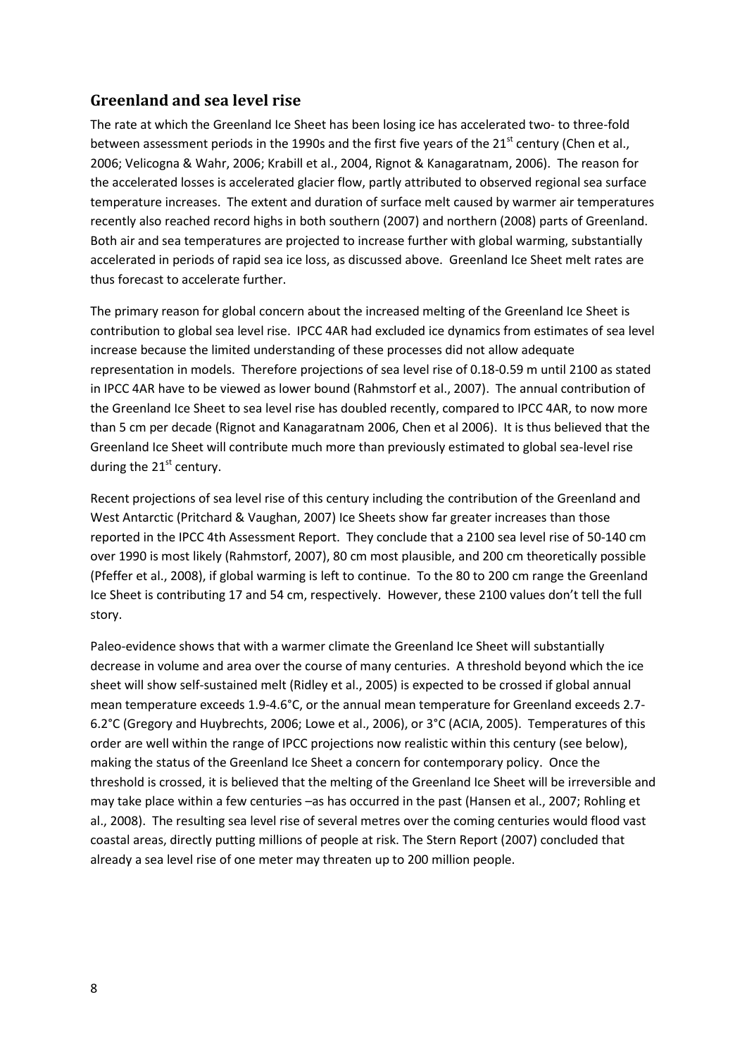## Greenland and sea level rise

The rate at which the Greenland Ice Sheet has been losing ice has accelerated two- to three-fold between assessment periods in the 1990s and the first five years of the 21st century (Chen et al., 2006; Velicogna & Wahr, 2006; Krabill et al., 2004, Rignot & Kanagaratnam, 2006). The reason for the accelerated losses is accelerated glacier flow, partly attributed to observed regional sea surface temperature increases. The extent and duration of surface melt caused by warmer air temperatures recently also reached record highs in both southern (2007) and northern (2008) parts of Greenland. Both air and sea temperatures are projected to increase further with global warming, substantially accelerated in periods of rapid sea ice loss, as discussed above. Greenland Ice Sheet melt rates are thus forecast to accelerate further.

The primary reason for global concern about the increased melting of the Greenland Ice Sheet is contribution to global sea level rise. IPCC 4AR had excluded ice dynamics from estimates of sea level increase because the limited understanding of these processes did not allow adequate representation in models. Therefore projections of sea level rise of 0.18-0.59 m until 2100 as stated in IPCC 4AR have to be viewed as lower bound (Rahmstorf et al., 2007). The annual contribution of the Greenland Ice Sheet to sea level rise has doubled recently, compared to IPCC 4AR, to now more than 5 cm per decade (Rignot and Kanagaratnam 2006, Chen et al 2006). It is thus believed that the Greenland Ice Sheet will contribute much more than previously estimated to global sea-level rise during the 21st century.

Recent projections of sea level rise of this century including the contribution of the Greenland and West Antarctic (Pritchard & Vaughan, 2007) Ice Sheets show far greater increases than those reported in the IPCC 4th Assessment Report. They conclude that a 2100 sea level rise of 50-140 cm over 1990 is most likely (Rahmstorf, 2007), 80 cm most plausible, and 200 cm theoretically possible (Pfeffer et al., 2008), if global warming is left to continue. To the 80 to 200 cm range the Greenland Ice Sheet is contributing 17 and 54 cm, respectively. However, these 2100 values don't tell the full story.

Paleo-evidence shows that with a warmer climate the Greenland Ice Sheet will substantially decrease in volume and area over the course of many centuries. A threshold beyond which the ice sheet will show self-sustained melt (Ridley et al., 2005) is expected to be crossed if global annual mean temperature exceeds 1.9-4.6°C, or the annual mean temperature for Greenland exceeds 2.7-6.2°C (Gregory and Huybrechts, 2006; Lowe et al., 2006), or 3°C (ACIA, 2005). Temperatures of this order are well within the range of IPCC projections now realistic within this century (see below), making the status of the Greenland Ice Sheet a concern for contemporary policy. Once the threshold is crossed, it is believed that the melting of the Greenland Ice Sheet will be irreversible and may take place within a few centuries –as has occurred in the past (Hansen et al., 2007; Rohling et al., 2008). The resulting sea level rise of several metres over the coming centuries would flood vast coastal areas, directly putting millions of people at risk. The Stern Report (2007) concluded that already a sea level rise of one meter may threaten up to 200 million people.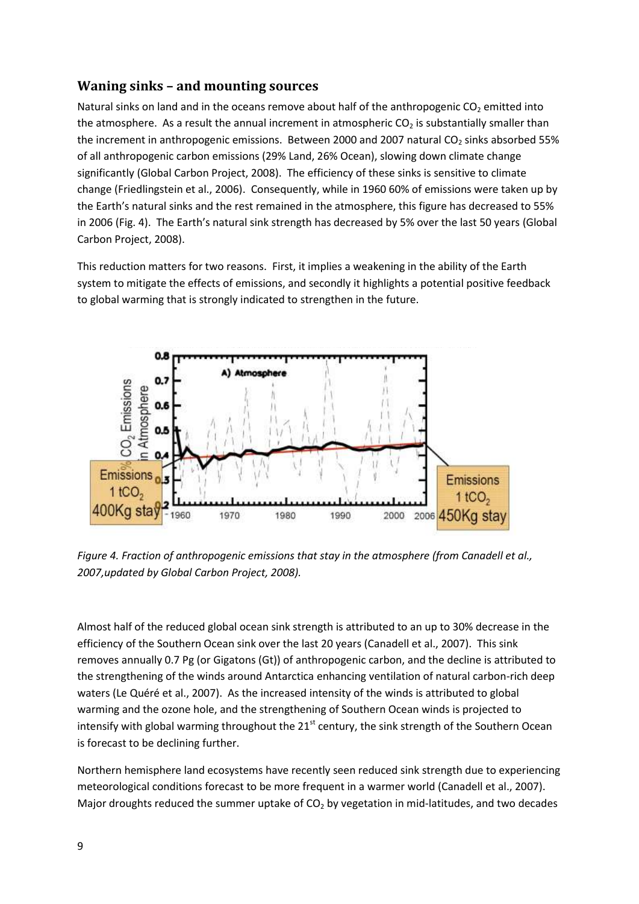## Waning sinks – and mounting sources

Natural sinks on land and in the oceans remove about half of the anthropogenic $CO_2$ emitted into the atmosphere. As a result the annual increment in atmospheric $CO_2$ is substantially smaller than the increment in anthropogenic emissions. Between 2000 and 2007 natural $CO_2$ sinks absorbed 55% of all anthropogenic carbon emissions (29% Land, 26% Ocean), slowing down climate change significantly (Global Carbon Project, 2008). The efficiency of these sinks is sensitive to climate change (Friedlingstein et al., 2006). Consequently, while in 1960 60% of emissions were taken up by the Earth's natural sinks and the rest remained in the atmosphere, this figure has decreased to 55% in 2006 (Fig. 4). The Earth's natural sink strength has decreased by 5% over the last 50 years (Global Carbon Project, 2008).

This reduction matters for two reasons. First, it implies a weakening in the ability of the Earth system to mitigate the effects of emissions, and secondly it highlights a potential positive feedback to global warming that is strongly indicated to strengthen in the future.

*Figure 4. Fraction of anthropogenic emissions that stay in the atmosphere (from Canadell et al., 2007,updated by Global Carbon Project, 2008).*

Almost half of the reduced global ocean sink strength is attributed to an up to 30% decrease in the efficiency of the Southern Ocean sink over the last 20 years (Canadell et al., 2007). This sink removes annually 0.7 Pg (or Gigatons (Gt)) of anthropogenic carbon, and the decline is attributed to the strengthening of the winds around Antarctica enhancing ventilation of natural carbon-rich deep waters (Le Quéré et al., 2007). As the increased intensity of the winds is attributed to global warming and the ozone hole, and the strengthening of Southern Ocean winds is projected to intensify with global warming throughout the 21[st] century, the sink strength of the Southern Ocean is forecast to be declining further.

Northern hemisphere land ecosystems have recently seen reduced sink strength due to experiencing meteorological conditions forecast to be more frequent in a warmer world (Canadell et al., 2007). Major droughts reduced the summer uptake of $CO_2$ by vegetation in mid-latitudes, and two decades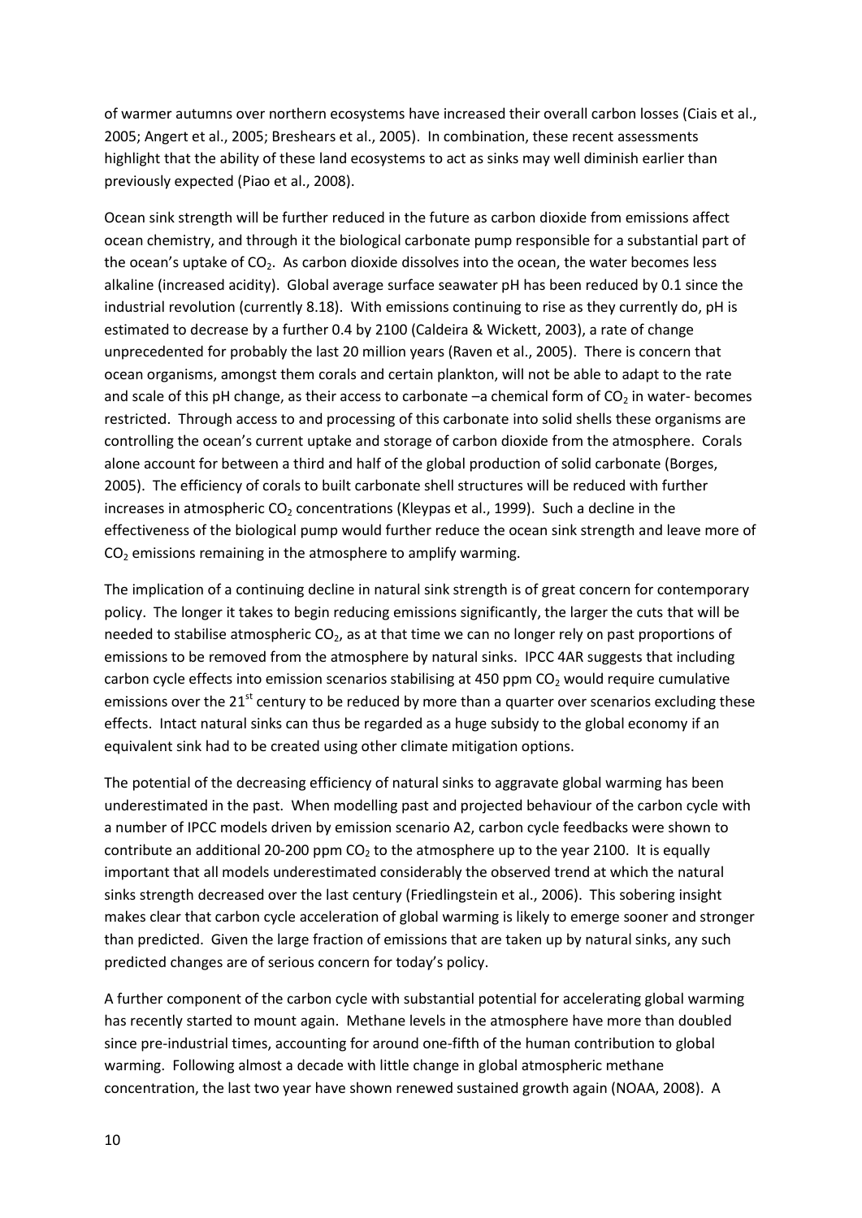of warmer autumns over northern ecosystems have increased their overall carbon losses (Ciais et al., 2005; Angert et al., 2005; Breshears et al., 2005). In combination, these recent assessments highlight that the ability of these land ecosystems to act as sinks may well diminish earlier than previously expected (Piao et al., 2008).

Ocean sink strength will be further reduced in the future as carbon dioxide from emissions affect ocean chemistry, and through it the biological carbonate pump responsible for a substantial part of the ocean's uptake of $CO_2$. As carbon dioxide dissolves into the ocean, the water becomes less alkaline (increased acidity). Global average surface seawater pH has been reduced by 0.1 since the industrial revolution (currently 8.18). With emissions continuing to rise as they currently do, pH is estimated to decrease by a further 0.4 by 2100 (Caldeira & Wickett, 2003), a rate of change unprecedented for probably the last 20 million years (Raven et al., 2005). There is concern that ocean organisms, amongst them corals and certain plankton, will not be able to adapt to the rate and scale of this pH change, as their access to carbonate –a chemical form of $CO_2$ in water- becomes restricted. Through access to and processing of this carbonate into solid shells these organisms are controlling the ocean's current uptake and storage of carbon dioxide from the atmosphere. Corals alone account for between a third and half of the global production of solid carbonate (Borges, 2005). The efficiency of corals to built carbonate shell structures will be reduced with further increases in atmospheric $CO_2$ concentrations (Kleypas et al., 1999). Such a decline in the effectiveness of the biological pump would further reduce the ocean sink strength and leave more of $CO_2$ emissions remaining in the atmosphere to amplify warming.

The implication of a continuing decline in natural sink strength is of great concern for contemporary policy. The longer it takes to begin reducing emissions significantly, the larger the cuts that will be needed to stabilise atmospheric $CO_2$, as at that time we can no longer rely on past proportions of emissions to be removed from the atmosphere by natural sinks. IPCC 4AR suggests that including carbon cycle effects into emission scenarios stabilising at 450 ppm $CO_2$ would require cumulative emissions over the 21st century to be reduced by more than a quarter over scenarios excluding these effects. Intact natural sinks can thus be regarded as a huge subsidy to the global economy if an equivalent sink had to be created using other climate mitigation options.

The potential of the decreasing efficiency of natural sinks to aggravate global warming has been underestimated in the past. When modelling past and projected behaviour of the carbon cycle with a number of IPCC models driven by emission scenario A2, carbon cycle feedbacks were shown to contribute an additional 20-200 ppm $CO_2$ to the atmosphere up to the year 2100. It is equally important that all models underestimated considerably the observed trend at which the natural sinks strength decreased over the last century (Friedlingstein et al., 2006). This sobering insight makes clear that carbon cycle acceleration of global warming is likely to emerge sooner and stronger than predicted. Given the large fraction of emissions that are taken up by natural sinks, any such predicted changes are of serious concern for today's policy.

A further component of the carbon cycle with substantial potential for accelerating global warming has recently started to mount again. Methane levels in the atmosphere have more than doubled since pre-industrial times, accounting for around one-fifth of the human contribution to global warming. Following almost a decade with little change in global atmospheric methane concentration, the last two year have shown renewed sustained growth again (NOAA, 2008). A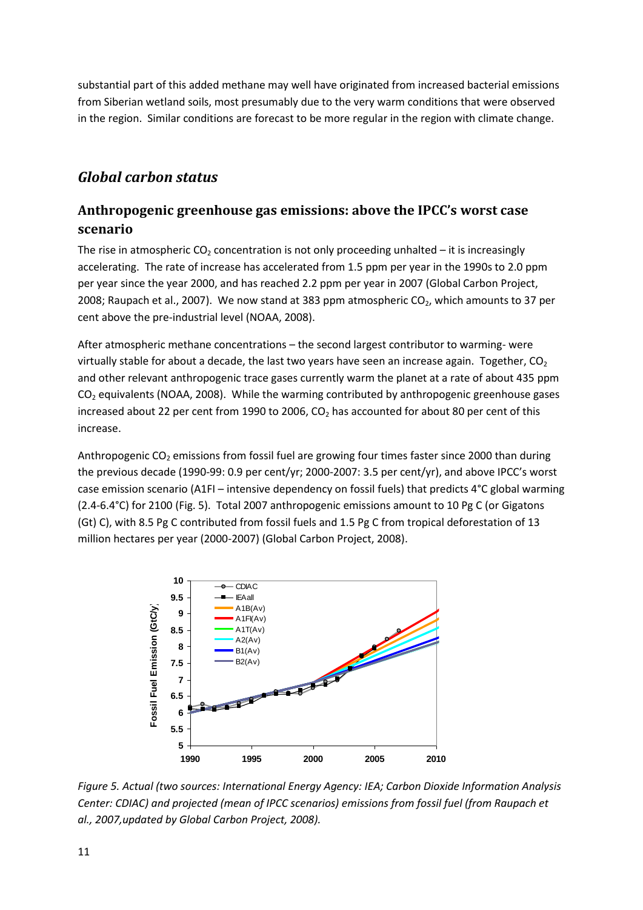substantial part of this added methane may well have originated from increased bacterial emissions from Siberian wetland soils, most presumably due to the very warm conditions that were observed in the region. Similar conditions are forecast to be more regular in the region with climate change.

## *Global carbon status*

### Anthropogenic greenhouse gas emissions: above the IPCC's worst case scenario

The rise in atmospheric $CO_2$ concentration is not only proceeding unhalted – it is increasingly accelerating. The rate of increase has accelerated from 1.5 ppm per year in the 1990s to 2.0 ppm per year since the year 2000, and has reached 2.2 ppm per year in 2007 (Global Carbon Project, 2008; Raupach et al., 2007). We now stand at 383 ppm atmospheric $CO_2$, which amounts to 37 per cent above the pre-industrial level (NOAA, 2008).

After atmospheric methane concentrations – the second largest contributor to warming- were virtually stable for about a decade, the last two years have seen an increase again. Together, $CO_2$ and other relevant anthropogenic trace gases currently warm the planet at a rate of about 435 ppm $CO_2$ equivalents (NOAA, 2008). While the warming contributed by anthropogenic greenhouse gases increased about 22 per cent from 1990 to 2006, $CO_2$ has accounted for about 80 per cent of this increase.

Anthropogenic $CO_2$ emissions from fossil fuel are growing four times faster since 2000 than during the previous decade (1990-99: 0.9 per cent/yr; 2000-2007: 3.5 per cent/yr), and above IPCC's worst case emission scenario (A1FI – intensive dependency on fossil fuels) that predicts 4°C global warming (2.4-6.4°C) for 2100 (Fig. 5). Total 2007 anthropogenic emissions amount to 10 Pg C (or Gigatons (Gt) C), with 8.5 Pg C contributed from fossil fuels and 1.5 Pg C from tropical deforestation of 13 million hectares per year (2000-2007) (Global Carbon Project, 2008).

*Figure 5. Actual (two sources: International Energy Agency: IEA; Carbon Dioxide Information Analysis Center: CDIAC) and projected (mean of IPCC scenarios) emissions from fossil fuel (from Raupach et al., 2007,updated by Global Carbon Project, 2008).*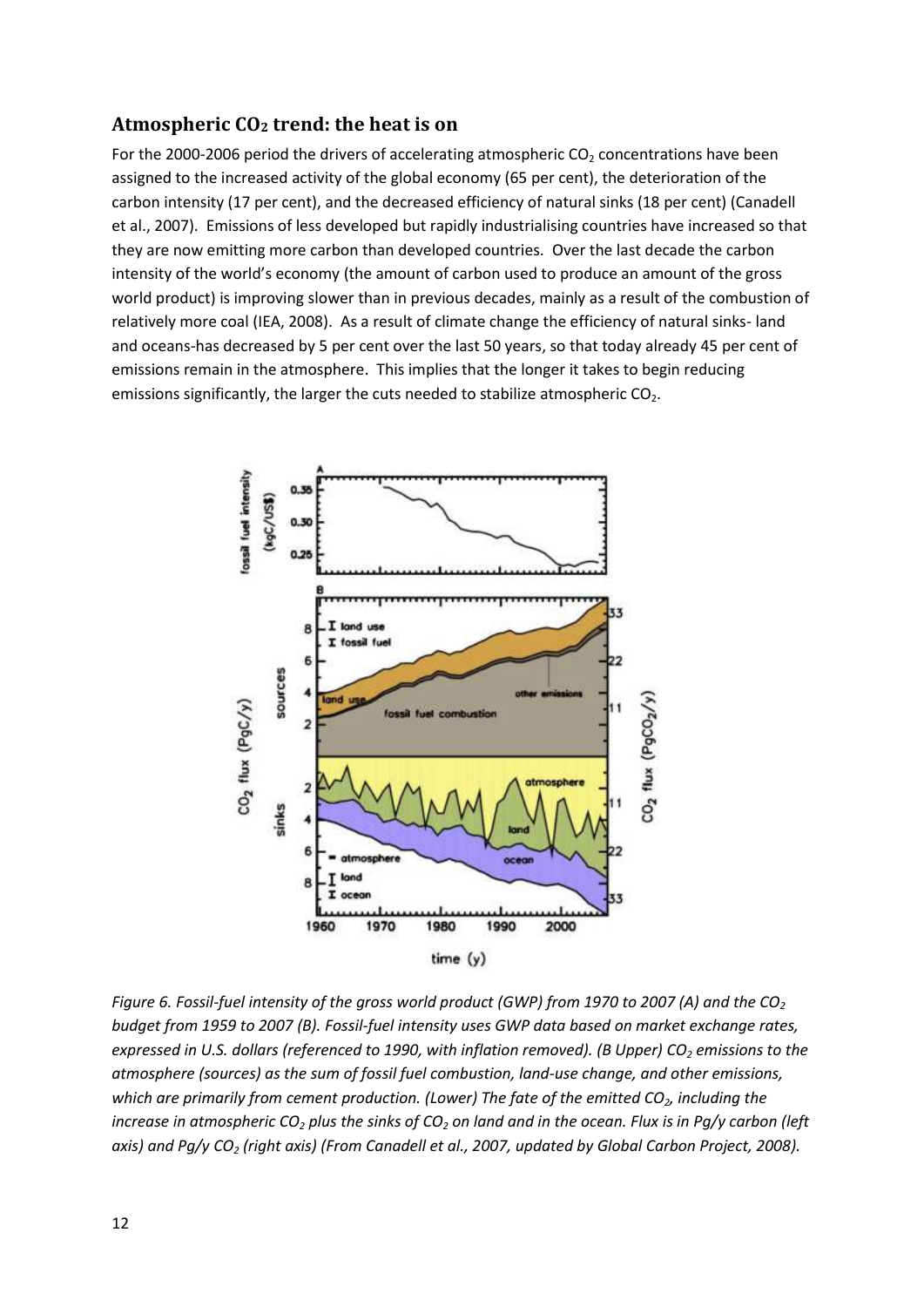## Atmospheric $CO_2$ trend: the heat is on

For the 2000-2006 period the drivers of accelerating atmospheric $CO_2$ concentrations have been assigned to the increased activity of the global economy (65 per cent), the deterioration of the carbon intensity (17 per cent), and the decreased efficiency of natural sinks (18 per cent) (Canadell et al., 2007). Emissions of less developed but rapidly industrialising countries have increased so that they are now emitting more carbon than developed countries. Over the last decade the carbon intensity of the world's economy (the amount of carbon used to produce an amount of the gross world product) is improving slower than in previous decades, mainly as a result of the combustion of relatively more coal (IEA, 2008). As a result of climate change the efficiency of natural sinks- land and oceans-has decreased by 5 per cent over the last 50 years, so that today already 45 per cent of emissions remain in the atmosphere. This implies that the longer it takes to begin reducing emissions significantly, the larger the cuts needed to stabilize atmospheric $CO_2$.

*Figure 6. Fossil-fuel intensity of the gross world product (GWP) from 1970 to 2007 (A) and the $CO_2$ budget from 1959 to 2007 (B). Fossil-fuel intensity uses GWP data based on market exchange rates, expressed in U.S. dollars (referenced to 1990, with inflation removed). (B Upper) $CO_2$ emissions to the atmosphere (sources) as the sum of fossil fuel combustion, land-use change, and other emissions, which are primarily from cement production. (Lower) The fate of the emitted $CO_2$, including the increase in atmospheric $CO_2$ plus the sinks of $CO_2$ on land and in the ocean. Flux is in Pg/y carbon (left axis) and Pg/y $CO_2$ (right axis) (From Canadell et al., 2007, updated by Global Carbon Project, 2008).*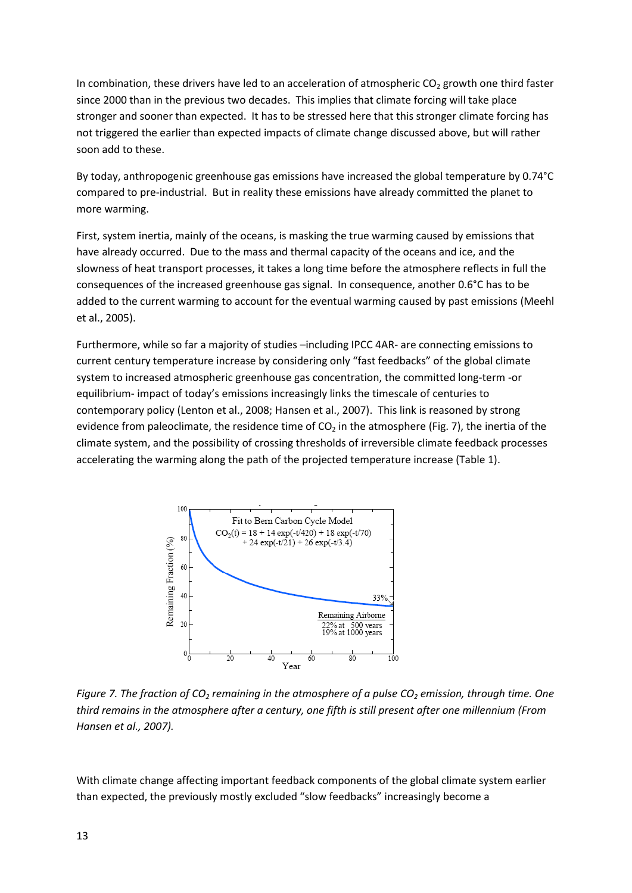In combination, these drivers have led to an acceleration of atmospheric $CO_2$ growth one third faster since 2000 than in the previous two decades. This implies that climate forcing will take place stronger and sooner than expected. It has to be stressed here that this stronger climate forcing has not triggered the earlier than expected impacts of climate change discussed above, but will rather soon add to these.

By today, anthropogenic greenhouse gas emissions have increased the global temperature by 0.74°C compared to pre-industrial. But in reality these emissions have already committed the planet to more warming.

First, system inertia, mainly of the oceans, is masking the true warming caused by emissions that have already occurred. Due to the mass and thermal capacity of the oceans and ice, and the slowness of heat transport processes, it takes a long time before the atmosphere reflects in full the consequences of the increased greenhouse gas signal. In consequence, another 0.6°C has to be added to the current warming to account for the eventual warming caused by past emissions (Meehl et al., 2005).

Furthermore, while so far a majority of studies –including IPCC 4AR- are connecting emissions to current century temperature increase by considering only "fast feedbacks" of the global climate system to increased atmospheric greenhouse gas concentration, the committed long-term -or equilibrium- impact of today's emissions increasingly links the timescale of centuries to contemporary policy (Lenton et al., 2008; Hansen et al., 2007). This link is reasoned by strong evidence from paleoclimate, the residence time of $CO_2$ in the atmosphere (Fig. 7), the inertia of the climate system, and the possibility of crossing thresholds of irreversible climate feedback processes accelerating the warming along the path of the projected temperature increase (Table 1).

Fit to Bern Carbon Cycle Model

$$CO_2(t) = 18 + 14\exp(-t/420) + 18\exp(-t/70) + 24\exp(-t/21) + 26\exp(-t/3.4)$$

Remaining Airborne: 22% at 500 years; 19% at 1000 years

*Figure 7. The fraction of $CO_2$ remaining in the atmosphere of a pulse $CO_2$ emission, through time. One third remains in the atmosphere after a century, one fifth is still present after one millennium (From Hansen et al., 2007).*

With climate change affecting important feedback components of the global climate system earlier than expected, the previously mostly excluded "slow feedbacks" increasingly become a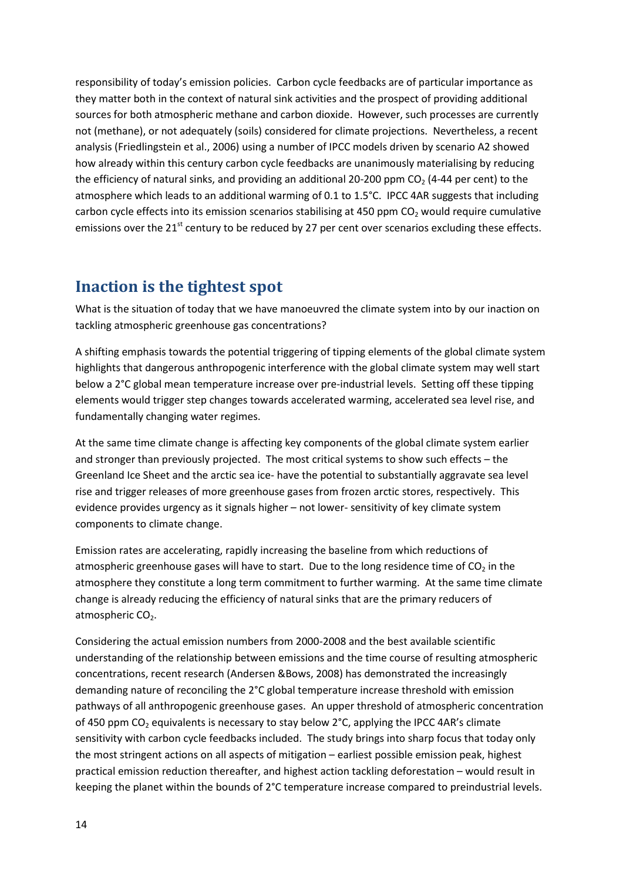responsibility of today's emission policies. Carbon cycle feedbacks are of particular importance as they matter both in the context of natural sink activities and the prospect of providing additional sources for both atmospheric methane and carbon dioxide. However, such processes are currently not (methane), or not adequately (soils) considered for climate projections. Nevertheless, a recent analysis (Friedlingstein et al., 2006) using a number of IPCC models driven by scenario A2 showed how already within this century carbon cycle feedbacks are unanimously materialising by reducing the efficiency of natural sinks, and providing an additional 20-200 ppm $CO_2$ (4-44 per cent) to the atmosphere which leads to an additional warming of 0.1 to 1.5°C. IPCC 4AR suggests that including carbon cycle effects into its emission scenarios stabilising at 450 ppm $CO_2$ would require cumulative emissions over the 21st century to be reduced by 27 per cent over scenarios excluding these effects.

## Inaction is the tightest spot

What is the situation of today that we have manoeuvred the climate system into by our inaction on tackling atmospheric greenhouse gas concentrations?

A shifting emphasis towards the potential triggering of tipping elements of the global climate system highlights that dangerous anthropogenic interference with the global climate system may well start below a 2°C global mean temperature increase over pre-industrial levels. Setting off these tipping elements would trigger step changes towards accelerated warming, accelerated sea level rise, and fundamentally changing water regimes.

At the same time climate change is affecting key components of the global climate system earlier and stronger than previously projected. The most critical systems to show such effects – the Greenland Ice Sheet and the arctic sea ice- have the potential to substantially aggravate sea level rise and trigger releases of more greenhouse gases from frozen arctic stores, respectively. This evidence provides urgency as it signals higher – not lower- sensitivity of key climate system components to climate change.

Emission rates are accelerating, rapidly increasing the baseline from which reductions of atmospheric greenhouse gases will have to start. Due to the long residence time of $CO_2$ in the atmosphere they constitute a long term commitment to further warming. At the same time climate change is already reducing the efficiency of natural sinks that are the primary reducers of atmospheric $CO_2$.

Considering the actual emission numbers from 2000-2008 and the best available scientific understanding of the relationship between emissions and the time course of resulting atmospheric concentrations, recent research (Andersen &Bows, 2008) has demonstrated the increasingly demanding nature of reconciling the 2°C global temperature increase threshold with emission pathways of all anthropogenic greenhouse gases. An upper threshold of atmospheric concentration of 450 ppm $CO_2$ equivalents is necessary to stay below 2°C, applying the IPCC 4AR's climate sensitivity with carbon cycle feedbacks included. The study brings into sharp focus that today only the most stringent actions on all aspects of mitigation – earliest possible emission peak, highest practical emission reduction thereafter, and highest action tackling deforestation – would result in keeping the planet within the bounds of 2°C temperature increase compared to preindustrial levels.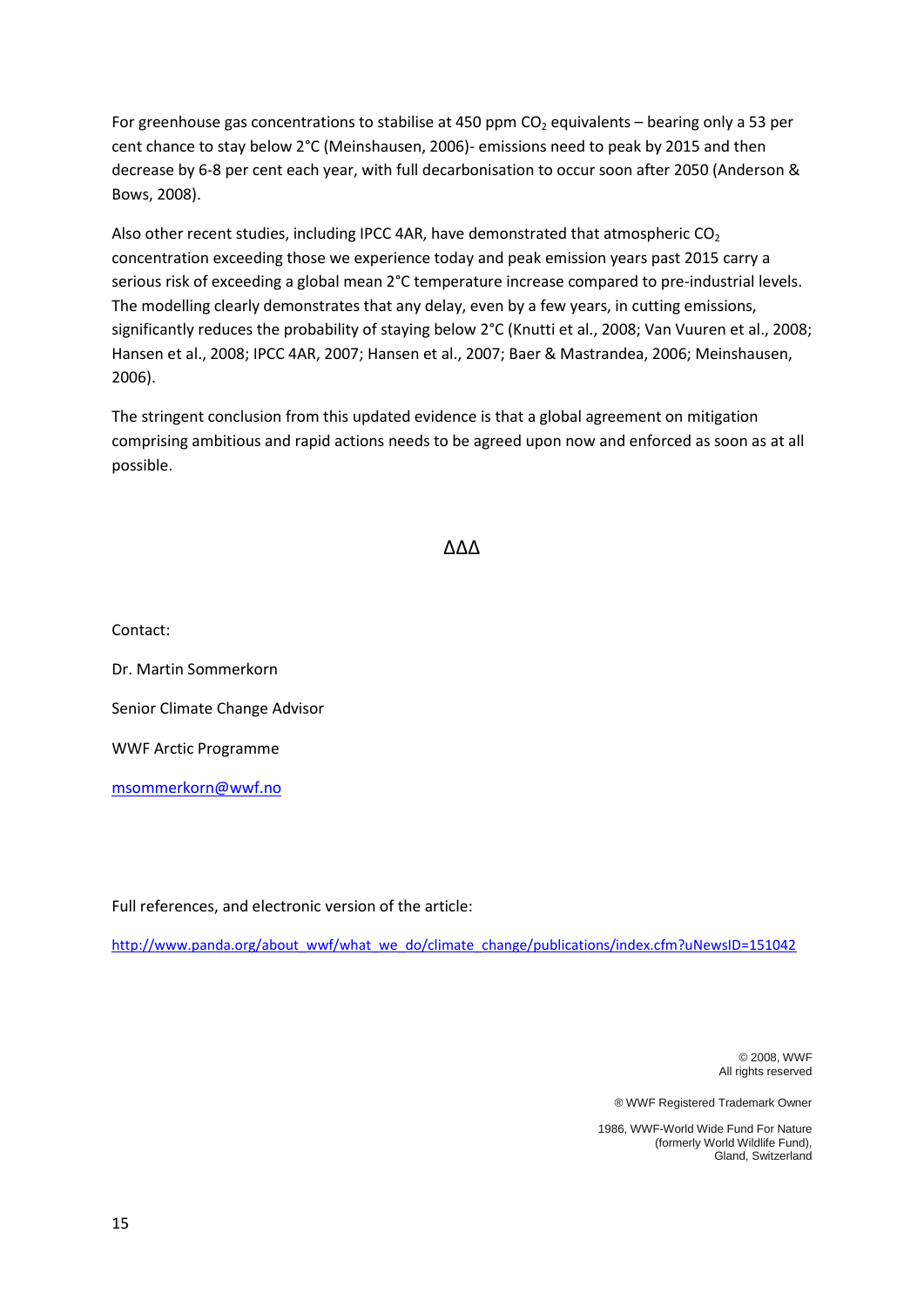For greenhouse gas concentrations to stabilise at 450 ppm $CO_2$ equivalents – bearing only a 53 per cent chance to stay below 2°C (Meinshausen, 2006)- emissions need to peak by 2015 and then decrease by 6-8 per cent each year, with full decarbonisation to occur soon after 2050 (Anderson & Bows, 2008).

Also other recent studies, including IPCC 4AR, have demonstrated that atmospheric $CO_2$ concentration exceeding those we experience today and peak emission years past 2015 carry a serious risk of exceeding a global mean 2°C temperature increase compared to pre-industrial levels. The modelling clearly demonstrates that any delay, even by a few years, in cutting emissions, significantly reduces the probability of staying below 2°C (Knutti et al., 2008; Van Vuuren et al., 2008; Hansen et al., 2008; IPCC 4AR, 2007; Hansen et al., 2007; Baer & Mastrandea, 2006; Meinshausen, 2006).

The stringent conclusion from this updated evidence is that a global agreement on mitigation comprising ambitious and rapid actions needs to be agreed upon now and enforced as soon as at all possible.

ΔΔΔ

Contact:

Dr. Martin Sommerkorn

Senior Climate Change Advisor

WWF Arctic Programme

msommerkorn@wwf.no

Full references, and electronic version of the article:

http://www.panda.org/about_wwf/what_we_do/climate_change/publications/index.cfm?uNewsID=151042

© 2008, WWF
All rights reserved

® WWF Registered Trademark Owner

1986, WWF-World Wide Fund For Nature
(formerly World Wildlife Fund),
Gland, Switzerland